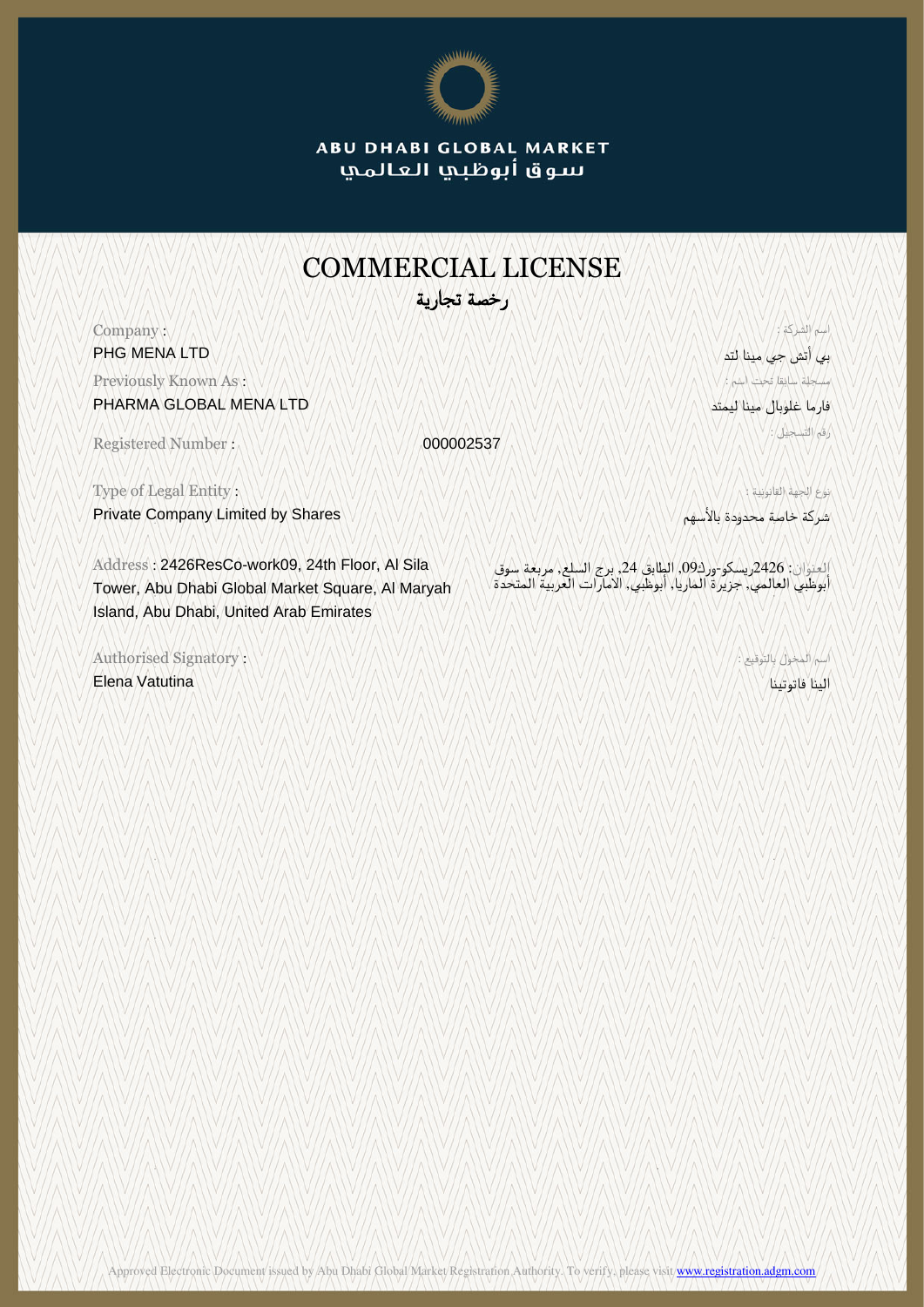ABU DHABI GLOBAL MARKET
سوق أبوظبي العالمي

# COMMERCIAL LICENSE
## رخصة تجارية

Company :
PHG MENA LTD

اسم الشركة :
بي أتش جي مينا لتد

Previously Known As :
PHARMA GLOBAL MENA LTD

مسجلة سابقا تحت اسم :
فارما غلوبال مينا ليمتد

Registered Number : 000002537

رقم التسجيل :

Type of Legal Entity :
Private Company Limited by Shares

نوع الجهة القانونية :
شركة خاصة محدودة بالأسهم

Address : 2426ResCo-work09, 24th Floor, Al Sila Tower, Abu Dhabi Global Market Square, Al Maryah Island, Abu Dhabi, United Arab Emirates

العنوان: 2426ريسكو-ورك09, الطابق 24, برج السلع, مربعة سوق أبوظبي العالمي, جزيرة الماريا, أبوظبي, الامارات العربية المتحدة

Authorised Signatory :
Elena Vatutina

اسم المخول بالتوقيع :
الينا فاتوتينا

Approved Electronic Document issued by Abu Dhabi Global Market Registration Authority. To verify, please visit www.registration.adgm.com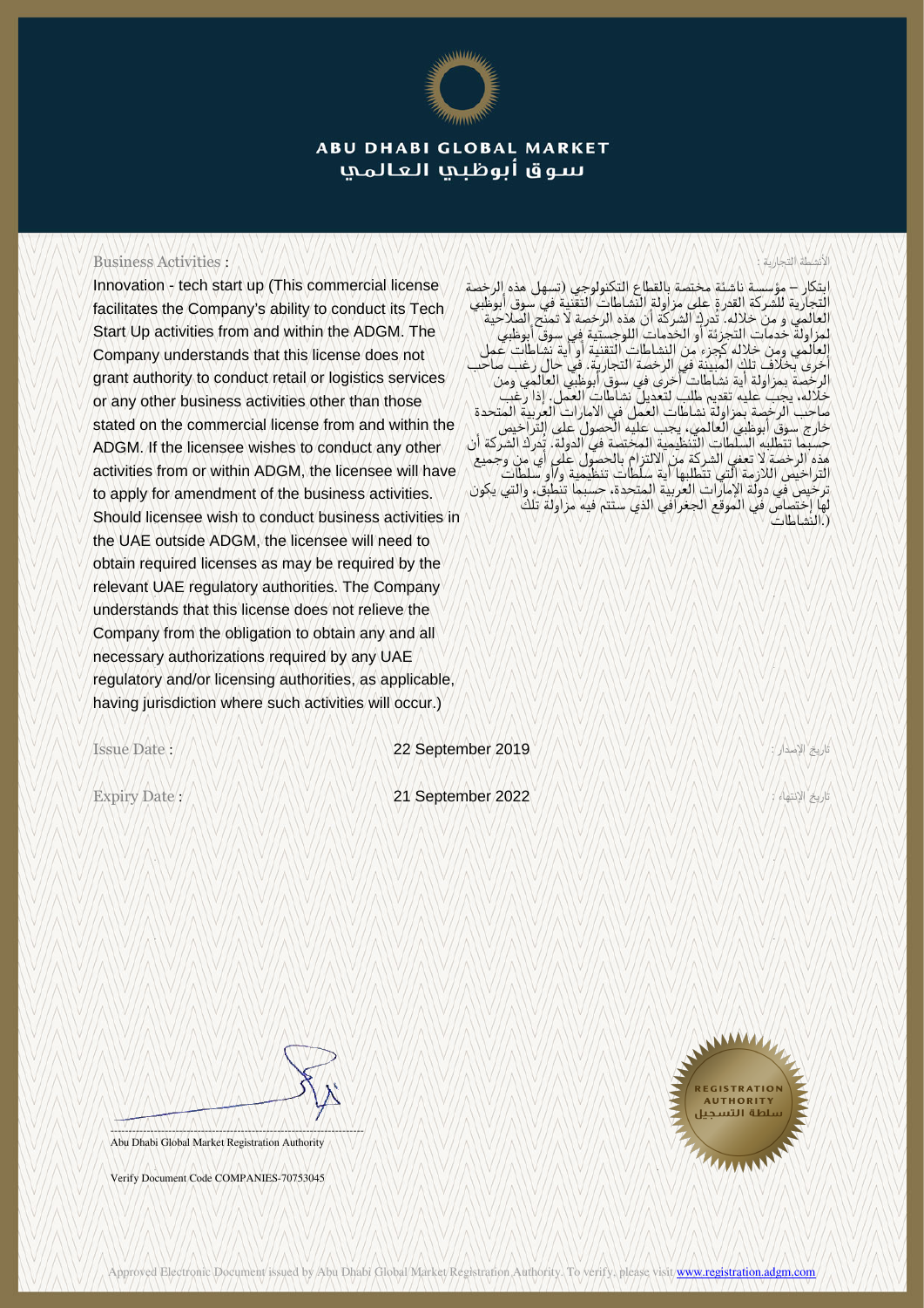ABU DHABI GLOBAL MARKET
سوق أبوظبي العالمي

Business Activities :

Innovation - tech start up (This commercial license facilitates the Company's ability to conduct its Tech Start Up activities from and within the ADGM. The Company understands that this license does not grant authority to conduct retail or logistics services or any other business activities other than those stated on the commercial license from and within the ADGM. If the licensee wishes to conduct any other activities from or within ADGM, the licensee will have to apply for amendment of the business activities. Should licensee wish to conduct business activities in the UAE outside ADGM, the licensee will need to obtain required licenses as may be required by the relevant UAE regulatory authorities. The Company understands that this license does not relieve the Company from the obligation to obtain any and all necessary authorizations required by any UAE regulatory and/or licensing authorities, as applicable, having jurisdiction where such activities will occur.)

الأنشطة التجارية :

ابتكار – مؤسسة ناشئة مختصة بالقطاع التكنولوجي (تسهل هذه الرخصة التجارية للشركة القدرة على مزاولة النشاطات التقنية في سوق أبوظبي العالمي و من خلاله. تدرك الشركة أن هذه الرخصة لا تمنح الصلاحية لمزاولة خدمات التجزئة أو الخدمات اللوجستية في سوق أبوظبي العالمي ومن خلاله كجزء من النشاطات التقنية أو أية نشاطات عمل أخرى بخلاف تلك المبينة في الرخصة التجارية. في حال رغب صاحب الرخصة بمزاولة أية نشاطات أخرى في سوق أبوظبي العالمي ومن خلاله، يجب عليه تقديم طلب لتعديل نشاطات العمل. إذا رغب صاحب الرخصة بمزاولة نشاطات العمل في الامارات العربية المتحدة خارج سوق أبوظبي العالمي، يجب عليه الحصول على التراخيص حسبما تتطلبه السلطات التنظيمية المختصة في الدولة. تدرك الشركة أن هذه الرخصة لا تعفي الشركة من الالتزام بالحصول على أي من وجميع التراخيص اللازمة التي تتطلبها أية سلطات تنظيمية و/أو سلطات ترخيص في دولة الإمارات العربية المتحدة، حسبما تنطبق، والتي يكون لها إختصاص في الموقع الجغرافي الذي ستتم فيه مزاولة تلك النشاطات.)

| | | |
|---|---|---|
| Issue Date : | 22 September 2019 | تاريخ الإصدار : |
| Expiry Date : | 21 September 2022 | تاريخ الإنتهاء : |

Abu Dhabi Global Market Registration Authority

Verify Document Code COMPANIES-70753045

REGISTRATION AUTHORITY
سلطة التسجيل

Approved Electronic Document issued by Abu Dhabi Global Market Registration Authority. To verify, please visit www.registration.adgm.com